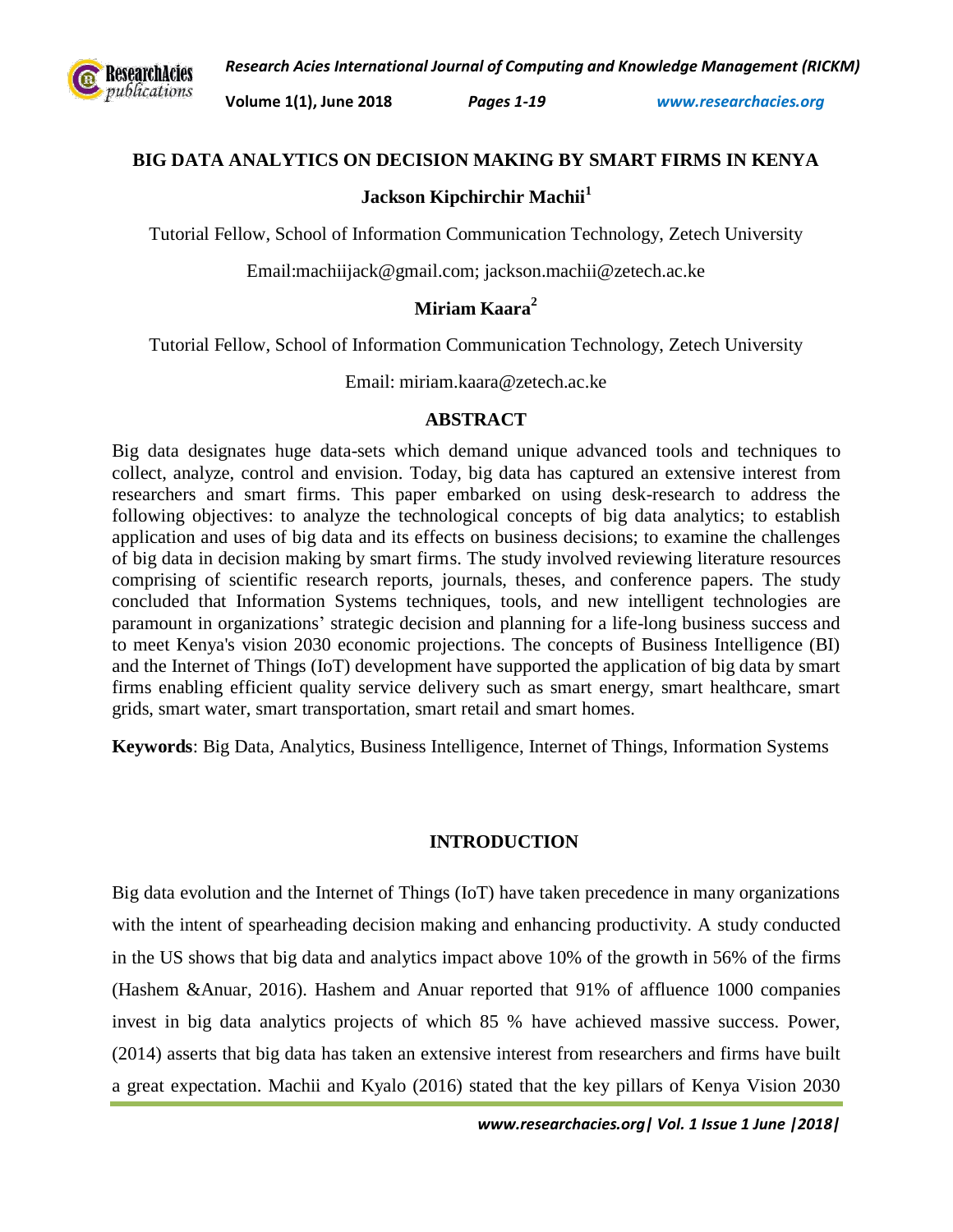# BIG DATA ANALYTICS ON DECISION MAKING BY SMART FIRMS IN KENYA

**Jackson Kipchirchir Machii[1]**

Tutorial Fellow, School of Information Communication Technology, Zetech University

Email:machiijack@gmail.com; jackson.machii@zetech.ac.ke

**Miriam Kaara[2]**

Tutorial Fellow, School of Information Communication Technology, Zetech University

Email: miriam.kaara@zetech.ac.ke

## ABSTRACT

Big data designates huge data-sets which demand unique advanced tools and techniques to collect, analyze, control and envision. Today, big data has captured an extensive interest from researchers and smart firms. This paper embarked on using desk-research to address the following objectives: to analyze the technological concepts of big data analytics; to establish application and uses of big data and its effects on business decisions; to examine the challenges of big data in decision making by smart firms. The study involved reviewing literature resources comprising of scientific research reports, journals, theses, and conference papers. The study concluded that Information Systems techniques, tools, and new intelligent technologies are paramount in organizations' strategic decision and planning for a life-long business success and to meet Kenya's vision 2030 economic projections. The concepts of Business Intelligence (BI) and the Internet of Things (IoT) development have supported the application of big data by smart firms enabling efficient quality service delivery such as smart energy, smart healthcare, smart grids, smart water, smart transportation, smart retail and smart homes.

**Keywords**: Big Data, Analytics, Business Intelligence, Internet of Things, Information Systems

## INTRODUCTION

Big data evolution and the Internet of Things (IoT) have taken precedence in many organizations with the intent of spearheading decision making and enhancing productivity. A study conducted in the US shows that big data and analytics impact above 10% of the growth in 56% of the firms (Hashem &Anuar, 2016). Hashem and Anuar reported that 91% of affluence 1000 companies invest in big data analytics projects of which 85 % have achieved massive success. Power, (2014) asserts that big data has taken an extensive interest from researchers and firms have built a great expectation. Machii and Kyalo (2016) stated that the key pillars of Kenya Vision 2030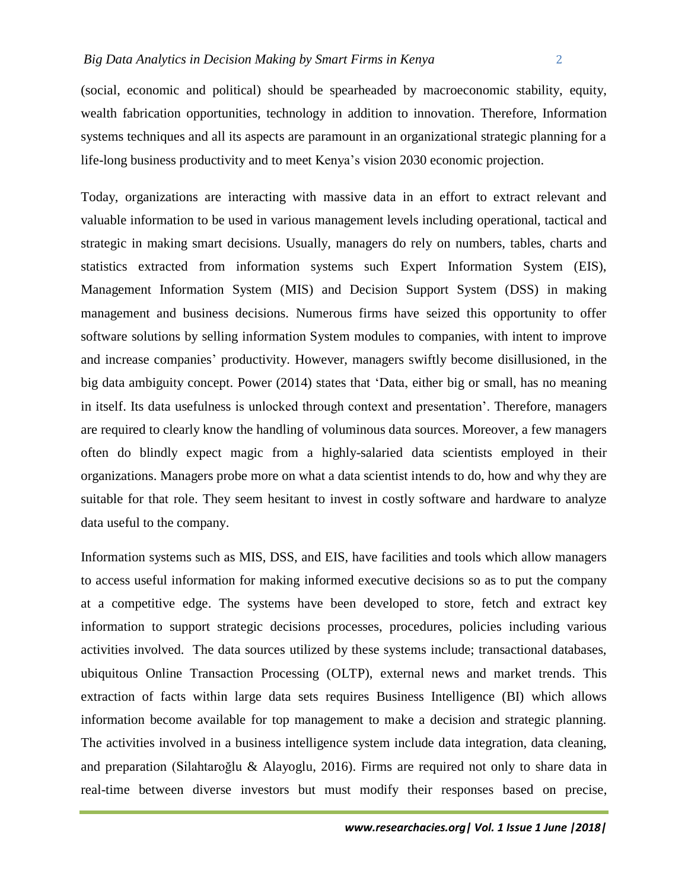(social, economic and political) should be spearheaded by macroeconomic stability, equity, wealth fabrication opportunities, technology in addition to innovation. Therefore, Information systems techniques and all its aspects are paramount in an organizational strategic planning for a life-long business productivity and to meet Kenya's vision 2030 economic projection.

Today, organizations are interacting with massive data in an effort to extract relevant and valuable information to be used in various management levels including operational, tactical and strategic in making smart decisions. Usually, managers do rely on numbers, tables, charts and statistics extracted from information systems such Expert Information System (EIS), Management Information System (MIS) and Decision Support System (DSS) in making management and business decisions. Numerous firms have seized this opportunity to offer software solutions by selling information System modules to companies, with intent to improve and increase companies' productivity. However, managers swiftly become disillusioned, in the big data ambiguity concept. Power (2014) states that 'Data, either big or small, has no meaning in itself. Its data usefulness is unlocked through context and presentation'. Therefore, managers are required to clearly know the handling of voluminous data sources. Moreover, a few managers often do blindly expect magic from a highly-salaried data scientists employed in their organizations. Managers probe more on what a data scientist intends to do, how and why they are suitable for that role. They seem hesitant to invest in costly software and hardware to analyze data useful to the company.

Information systems such as MIS, DSS, and EIS, have facilities and tools which allow managers to access useful information for making informed executive decisions so as to put the company at a competitive edge. The systems have been developed to store, fetch and extract key information to support strategic decisions processes, procedures, policies including various activities involved. The data sources utilized by these systems include; transactional databases, ubiquitous Online Transaction Processing (OLTP), external news and market trends. This extraction of facts within large data sets requires Business Intelligence (BI) which allows information become available for top management to make a decision and strategic planning. The activities involved in a business intelligence system include data integration, data cleaning, and preparation (Silahtaroğlu & Alayoglu, 2016). Firms are required not only to share data in real-time between diverse investors but must modify their responses based on precise,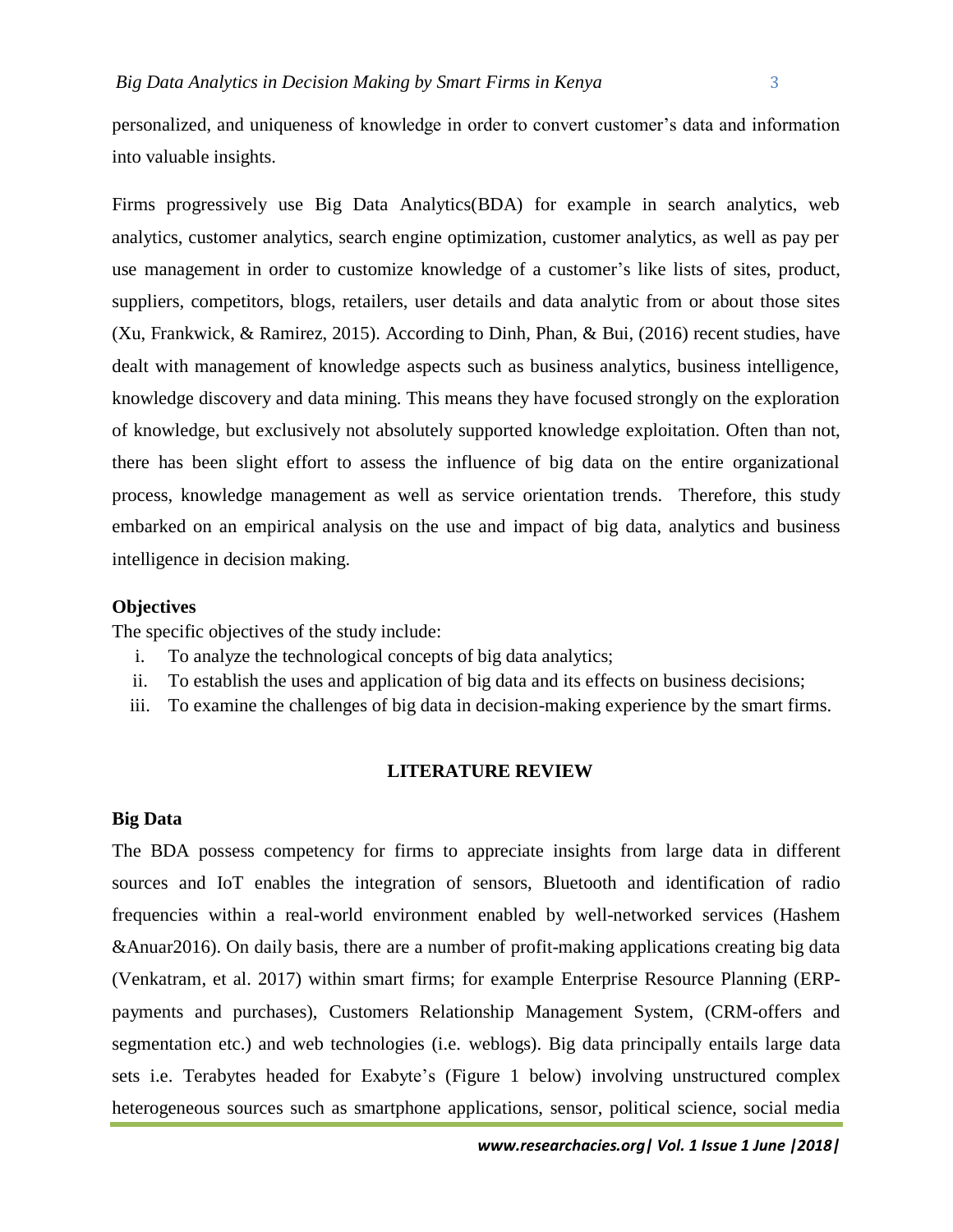personalized, and uniqueness of knowledge in order to convert customer's data and information into valuable insights.

Firms progressively use Big Data Analytics(BDA) for example in search analytics, web analytics, customer analytics, search engine optimization, customer analytics, as well as pay per use management in order to customize knowledge of a customer's like lists of sites, product, suppliers, competitors, blogs, retailers, user details and data analytic from or about those sites (Xu, Frankwick, & Ramirez, 2015). According to Dinh, Phan, & Bui, (2016) recent studies, have dealt with management of knowledge aspects such as business analytics, business intelligence, knowledge discovery and data mining. This means they have focused strongly on the exploration of knowledge, but exclusively not absolutely supported knowledge exploitation. Often than not, there has been slight effort to assess the influence of big data on the entire organizational process, knowledge management as well as service orientation trends. Therefore, this study embarked on an empirical analysis on the use and impact of big data, analytics and business intelligence in decision making.

**Objectives**

The specific objectives of the study include:

i. To analyze the technological concepts of big data analytics;
ii. To establish the uses and application of big data and its effects on business decisions;
iii. To examine the challenges of big data in decision-making experience by the smart firms.

## LITERATURE REVIEW

### Big Data

The BDA possess competency for firms to appreciate insights from large data in different sources and IoT enables the integration of sensors, Bluetooth and identification of radio frequencies within a real-world environment enabled by well-networked services (Hashem &Anuar2016). On daily basis, there are a number of profit-making applications creating big data (Venkatram, et al. 2017) within smart firms; for example Enterprise Resource Planning (ERP-payments and purchases), Customers Relationship Management System, (CRM-offers and segmentation etc.) and web technologies (i.e. weblogs). Big data principally entails large data sets i.e. Terabytes headed for Exabyte's (Figure 1 below) involving unstructured complex heterogeneous sources such as smartphone applications, sensor, political science, social media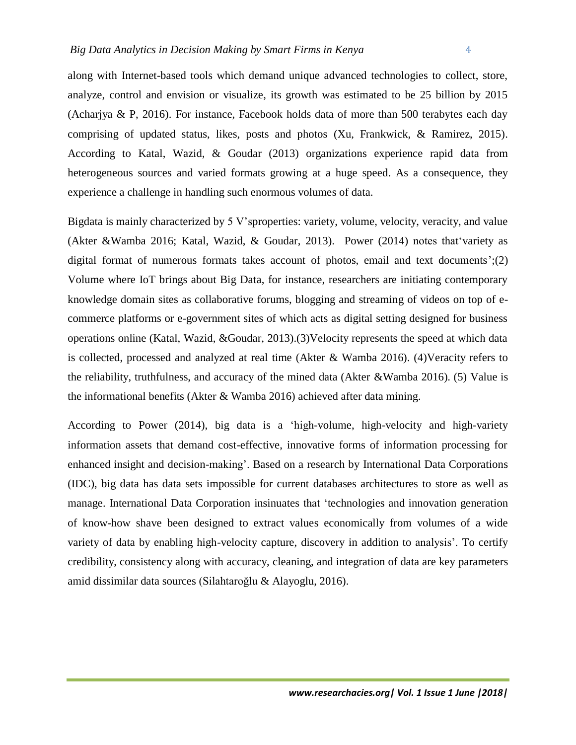along with Internet-based tools which demand unique advanced technologies to collect, store, analyze, control and envision or visualize, its growth was estimated to be 25 billion by 2015 (Acharjya & P, 2016). For instance, Facebook holds data of more than 500 terabytes each day comprising of updated status, likes, posts and photos (Xu, Frankwick, & Ramirez, 2015). According to Katal, Wazid, & Goudar (2013) organizations experience rapid data from heterogeneous sources and varied formats growing at a huge speed. As a consequence, they experience a challenge in handling such enormous volumes of data.

Bigdata is mainly characterized by 5 V'sproperties: variety, volume, velocity, veracity, and value (Akter &Wamba 2016; Katal, Wazid, & Goudar, 2013). Power (2014) notes that'variety as digital format of numerous formats takes account of photos, email and text documents';(2) Volume where IoT brings about Big Data, for instance, researchers are initiating contemporary knowledge domain sites as collaborative forums, blogging and streaming of videos on top of e-commerce platforms or e-government sites of which acts as digital setting designed for business operations online (Katal, Wazid, &Goudar, 2013).(3)Velocity represents the speed at which data is collected, processed and analyzed at real time (Akter & Wamba 2016). (4)Veracity refers to the reliability, truthfulness, and accuracy of the mined data (Akter &Wamba 2016). (5) Value is the informational benefits (Akter & Wamba 2016) achieved after data mining.

According to Power (2014), big data is a 'high-volume, high-velocity and high-variety information assets that demand cost-effective, innovative forms of information processing for enhanced insight and decision-making'. Based on a research by International Data Corporations (IDC), big data has data sets impossible for current databases architectures to store as well as manage. International Data Corporation insinuates that 'technologies and innovation generation of know-how shave been designed to extract values economically from volumes of a wide variety of data by enabling high-velocity capture, discovery in addition to analysis'. To certify credibility, consistency along with accuracy, cleaning, and integration of data are key parameters amid dissimilar data sources (Silahtaroğlu & Alayoglu, 2016).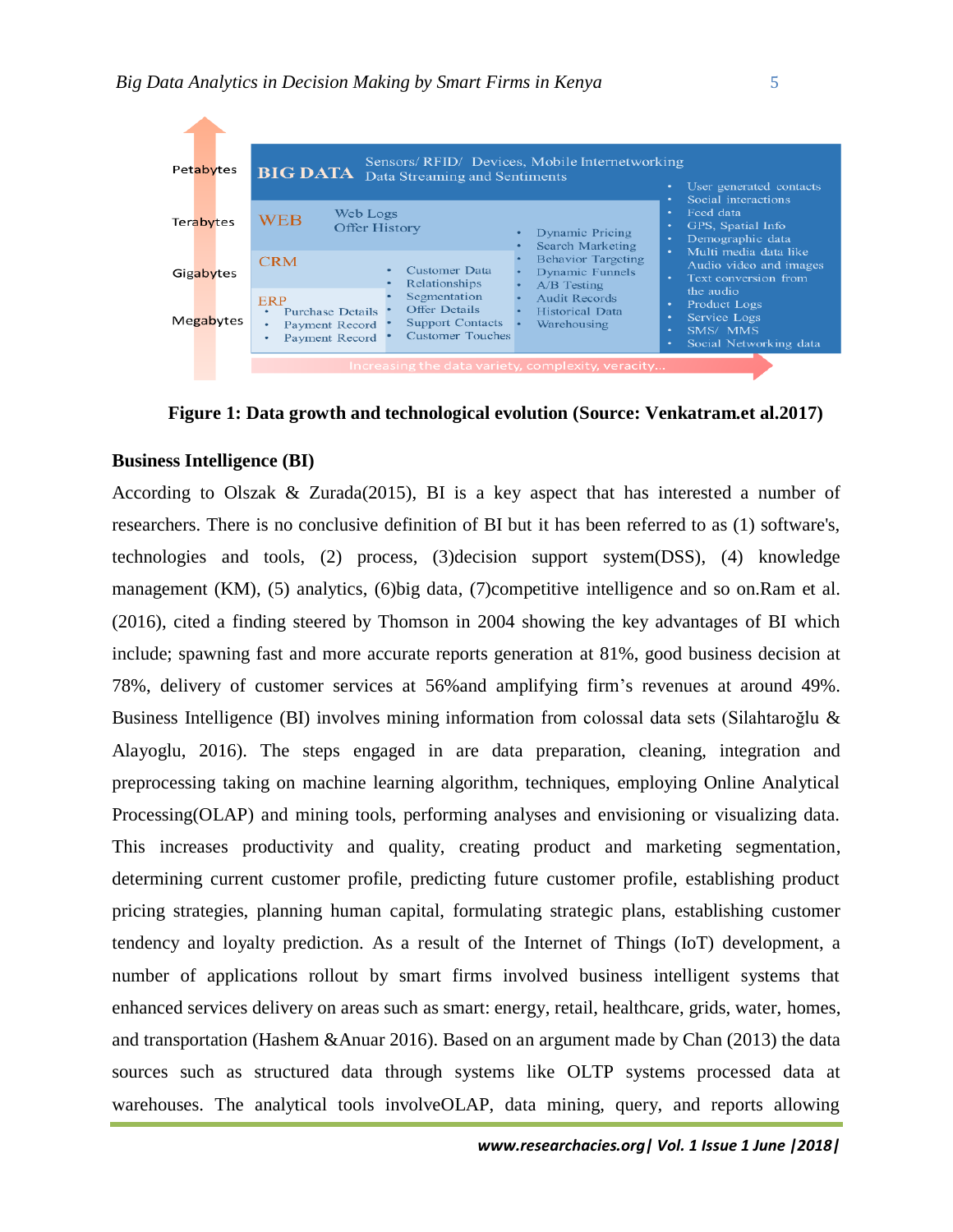Figure 1: Data growth and technological evolution (Source: Venkatram.et al.2017)

## Business Intelligence (BI)

According to Olszak & Zurada(2015), BI is a key aspect that has interested a number of researchers. There is no conclusive definition of BI but it has been referred to as (1) software's, technologies and tools, (2) process, (3)decision support system(DSS), (4) knowledge management (KM), (5) analytics, (6)big data, (7)competitive intelligence and so on.Ram et al. (2016), cited a finding steered by Thomson in 2004 showing the key advantages of BI which include; spawning fast and more accurate reports generation at 81%, good business decision at 78%, delivery of customer services at 56%and amplifying firm's revenues at around 49%. Business Intelligence (BI) involves mining information from colossal data sets (Silahtaroğlu & Alayoglu, 2016). The steps engaged in are data preparation, cleaning, integration and preprocessing taking on machine learning algorithm, techniques, employing Online Analytical Processing(OLAP) and mining tools, performing analyses and envisioning or visualizing data. This increases productivity and quality, creating product and marketing segmentation, determining current customer profile, predicting future customer profile, establishing product pricing strategies, planning human capital, formulating strategic plans, establishing customer tendency and loyalty prediction. As a result of the Internet of Things (IoT) development, a number of applications rollout by smart firms involved business intelligent systems that enhanced services delivery on areas such as smart: energy, retail, healthcare, grids, water, homes, and transportation (Hashem &Anuar 2016). Based on an argument made by Chan (2013) the data sources such as structured data through systems like OLTP systems processed data at warehouses. The analytical tools involveOLAP, data mining, query, and reports allowing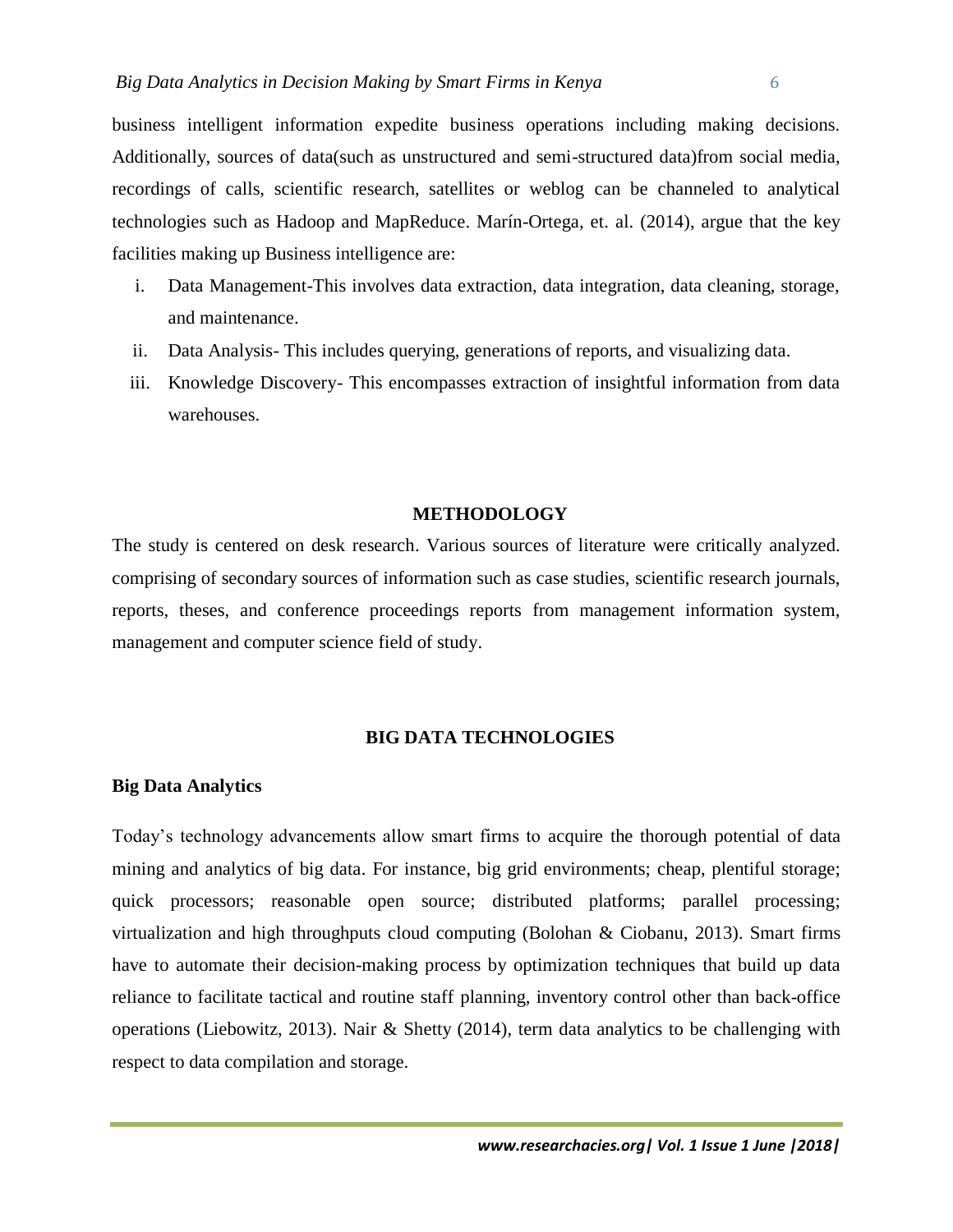business intelligent information expedite business operations including making decisions. Additionally, sources of data(such as unstructured and semi-structured data)from social media, recordings of calls, scientific research, satellites or weblog can be channeled to analytical technologies such as Hadoop and MapReduce. Marín-Ortega, et. al. (2014), argue that the key facilities making up Business intelligence are:

i. Data Management-This involves data extraction, data integration, data cleaning, storage, and maintenance.
ii. Data Analysis- This includes querying, generations of reports, and visualizing data.
iii. Knowledge Discovery- This encompasses extraction of insightful information from data warehouses.

## METHODOLOGY

The study is centered on desk research. Various sources of literature were critically analyzed. comprising of secondary sources of information such as case studies, scientific research journals, reports, theses, and conference proceedings reports from management information system, management and computer science field of study.

## BIG DATA TECHNOLOGIES

### Big Data Analytics

Today's technology advancements allow smart firms to acquire the thorough potential of data mining and analytics of big data. For instance, big grid environments; cheap, plentiful storage; quick processors; reasonable open source; distributed platforms; parallel processing; virtualization and high throughputs cloud computing (Bolohan & Ciobanu, 2013). Smart firms have to automate their decision-making process by optimization techniques that build up data reliance to facilitate tactical and routine staff planning, inventory control other than back-office operations (Liebowitz, 2013). Nair & Shetty (2014), term data analytics to be challenging with respect to data compilation and storage.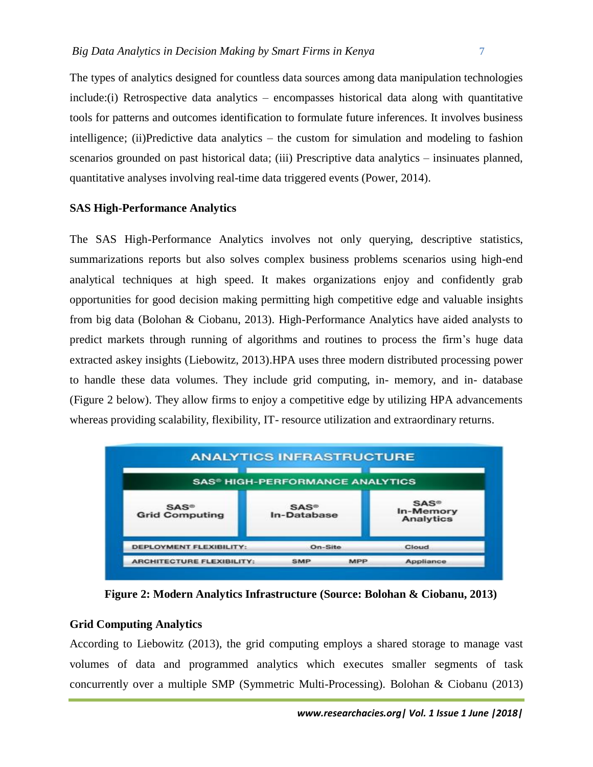The types of analytics designed for countless data sources among data manipulation technologies include:(i) Retrospective data analytics – encompasses historical data along with quantitative tools for patterns and outcomes identification to formulate future inferences. It involves business intelligence; (ii)Predictive data analytics – the custom for simulation and modeling to fashion scenarios grounded on past historical data; (iii) Prescriptive data analytics – insinuates planned, quantitative analyses involving real-time data triggered events (Power, 2014).

**SAS High-Performance Analytics**

The SAS High-Performance Analytics involves not only querying, descriptive statistics, summarizations reports but also solves complex business problems scenarios using high-end analytical techniques at high speed. It makes organizations enjoy and confidently grab opportunities for good decision making permitting high competitive edge and valuable insights from big data (Bolohan & Ciobanu, 2013). High-Performance Analytics have aided analysts to predict markets through running of algorithms and routines to process the firm's huge data extracted askey insights (Liebowitz, 2013).HPA uses three modern distributed processing power to handle these data volumes. They include grid computing, in- memory, and in- database (Figure 2 below). They allow firms to enjoy a competitive edge by utilizing HPA advancements whereas providing scalability, flexibility, IT- resource utilization and extraordinary returns.

| ANALYTICS INFRASTRUCTURE | | |
|---|---|---|
| SAS® HIGH-PERFORMANCE ANALYTICS | | |
| SAS® Grid Computing | SAS® In-Database | SAS® In-Memory Analytics |
| DEPLOYMENT FLEXIBILITY: | On-Site | Cloud |
| ARCHITECTURE FLEXIBILITY: | SMP MPP | Appliance |

**Figure 2: Modern Analytics Infrastructure (Source: Bolohan & Ciobanu, 2013)**

**Grid Computing Analytics**

According to Liebowitz (2013), the grid computing employs a shared storage to manage vast volumes of data and programmed analytics which executes smaller segments of task concurrently over a multiple SMP (Symmetric Multi-Processing). Bolohan & Ciobanu (2013)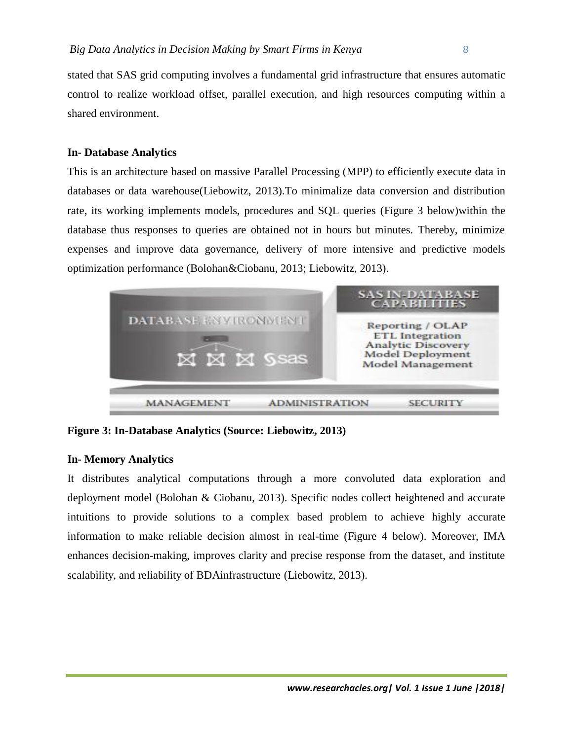stated that SAS grid computing involves a fundamental grid infrastructure that ensures automatic control to realize workload offset, parallel execution, and high resources computing within a shared environment.

**In- Database Analytics**

This is an architecture based on massive Parallel Processing (MPP) to efficiently execute data in databases or data warehouse(Liebowitz, 2013).To minimalize data conversion and distribution rate, its working implements models, procedures and SQL queries (Figure 3 below)within the database thus responses to queries are obtained not in hours but minutes. Thereby, minimize expenses and improve data governance, delivery of more intensive and predictive models optimization performance (Bolohan&Ciobanu, 2013; Liebowitz, 2013).

**Figure 3: In-Database Analytics (Source: Liebowitz, 2013)**

**In- Memory Analytics**

It distributes analytical computations through a more convoluted data exploration and deployment model (Bolohan & Ciobanu, 2013). Specific nodes collect heightened and accurate intuitions to provide solutions to a complex based problem to achieve highly accurate information to make reliable decision almost in real-time (Figure 4 below). Moreover, IMA enhances decision-making, improves clarity and precise response from the dataset, and institute scalability, and reliability of BDAinfrastructure (Liebowitz, 2013).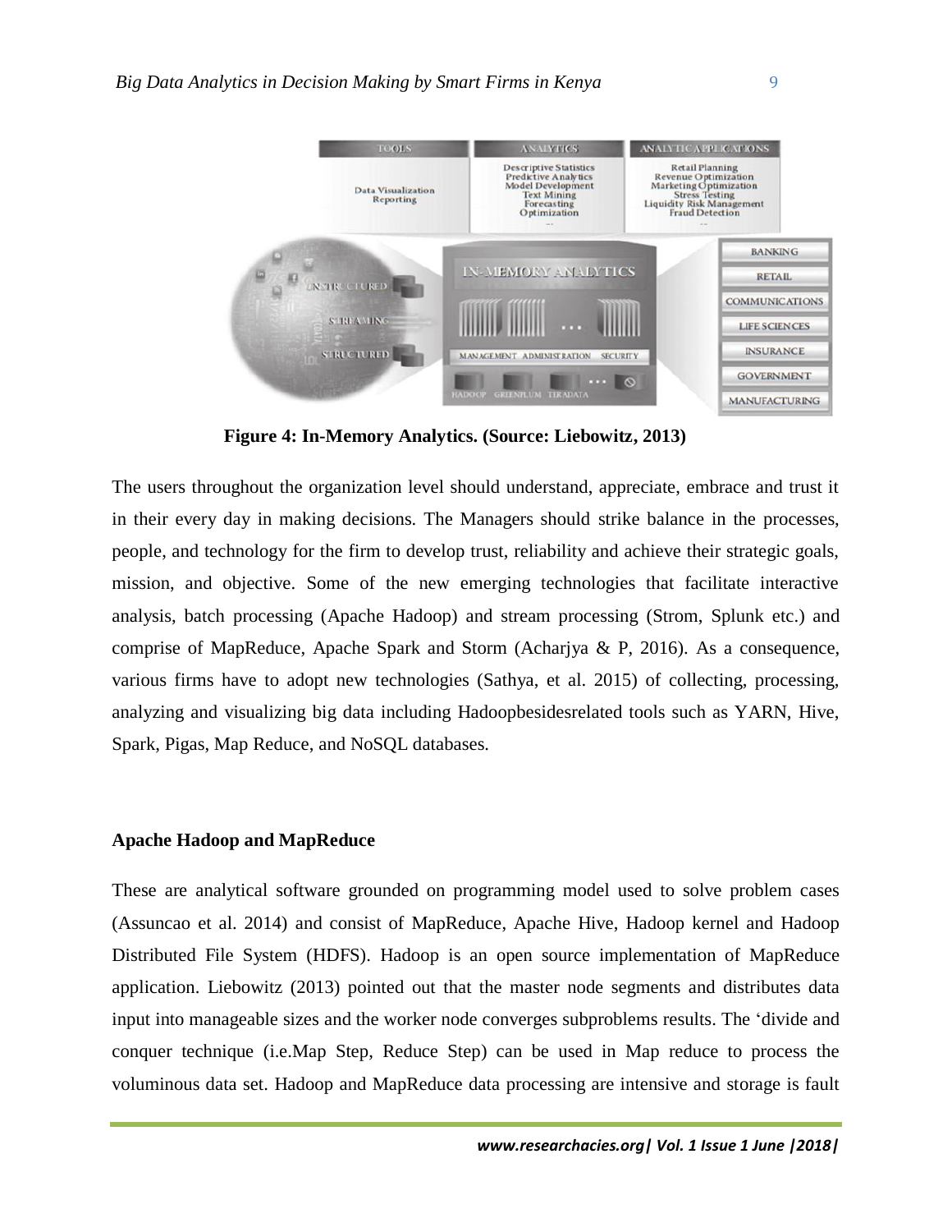**Figure 4: In-Memory Analytics. (Source: Liebowitz, 2013)**

The users throughout the organization level should understand, appreciate, embrace and trust it in their every day in making decisions. The Managers should strike balance in the processes, people, and technology for the firm to develop trust, reliability and achieve their strategic goals, mission, and objective. Some of the new emerging technologies that facilitate interactive analysis, batch processing (Apache Hadoop) and stream processing (Strom, Splunk etc.) and comprise of MapReduce, Apache Spark and Storm (Acharjya & P, 2016). As a consequence, various firms have to adopt new technologies (Sathya, et al. 2015) of collecting, processing, analyzing and visualizing big data including Hadoopbesidesrelated tools such as YARN, Hive, Spark, Pigas, Map Reduce, and NoSQL databases.

**Apache Hadoop and MapReduce**

These are analytical software grounded on programming model used to solve problem cases (Assuncao et al. 2014) and consist of MapReduce, Apache Hive, Hadoop kernel and Hadoop Distributed File System (HDFS). Hadoop is an open source implementation of MapReduce application. Liebowitz (2013) pointed out that the master node segments and distributes data input into manageable sizes and the worker node converges subproblems results. The 'divide and conquer technique (i.e.Map Step, Reduce Step) can be used in Map reduce to process the voluminous data set. Hadoop and MapReduce data processing are intensive and storage is fault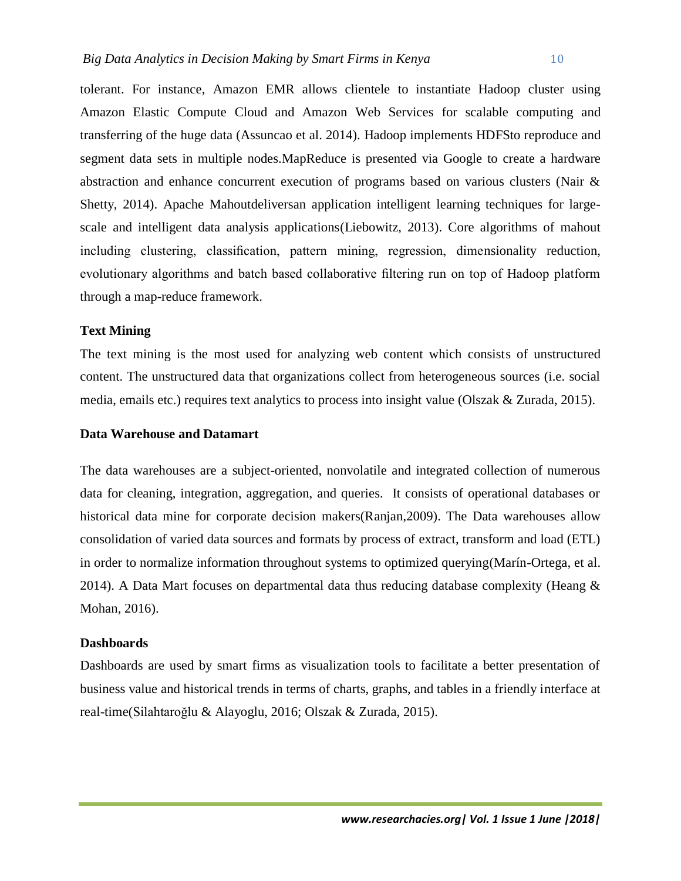tolerant. For instance, Amazon EMR allows clientele to instantiate Hadoop cluster using Amazon Elastic Compute Cloud and Amazon Web Services for scalable computing and transferring of the huge data (Assuncao et al. 2014). Hadoop implements HDFSto reproduce and segment data sets in multiple nodes.MapReduce is presented via Google to create a hardware abstraction and enhance concurrent execution of programs based on various clusters (Nair & Shetty, 2014). Apache Mahoutdeliversan application intelligent learning techniques for large-scale and intelligent data analysis applications(Liebowitz, 2013). Core algorithms of mahout including clustering, classification, pattern mining, regression, dimensionality reduction, evolutionary algorithms and batch based collaborative filtering run on top of Hadoop platform through a map-reduce framework.

**Text Mining**

The text mining is the most used for analyzing web content which consists of unstructured content. The unstructured data that organizations collect from heterogeneous sources (i.e. social media, emails etc.) requires text analytics to process into insight value (Olszak & Zurada, 2015).

**Data Warehouse and Datamart**

The data warehouses are a subject-oriented, nonvolatile and integrated collection of numerous data for cleaning, integration, aggregation, and queries. It consists of operational databases or historical data mine for corporate decision makers(Ranjan,2009). The Data warehouses allow consolidation of varied data sources and formats by process of extract, transform and load (ETL) in order to normalize information throughout systems to optimized querying(Marín-Ortega, et al. 2014). A Data Mart focuses on departmental data thus reducing database complexity (Heang & Mohan, 2016).

**Dashboards**

Dashboards are used by smart firms as visualization tools to facilitate a better presentation of business value and historical trends in terms of charts, graphs, and tables in a friendly interface at real-time(Silahtaroğlu & Alayoglu, 2016; Olszak & Zurada, 2015).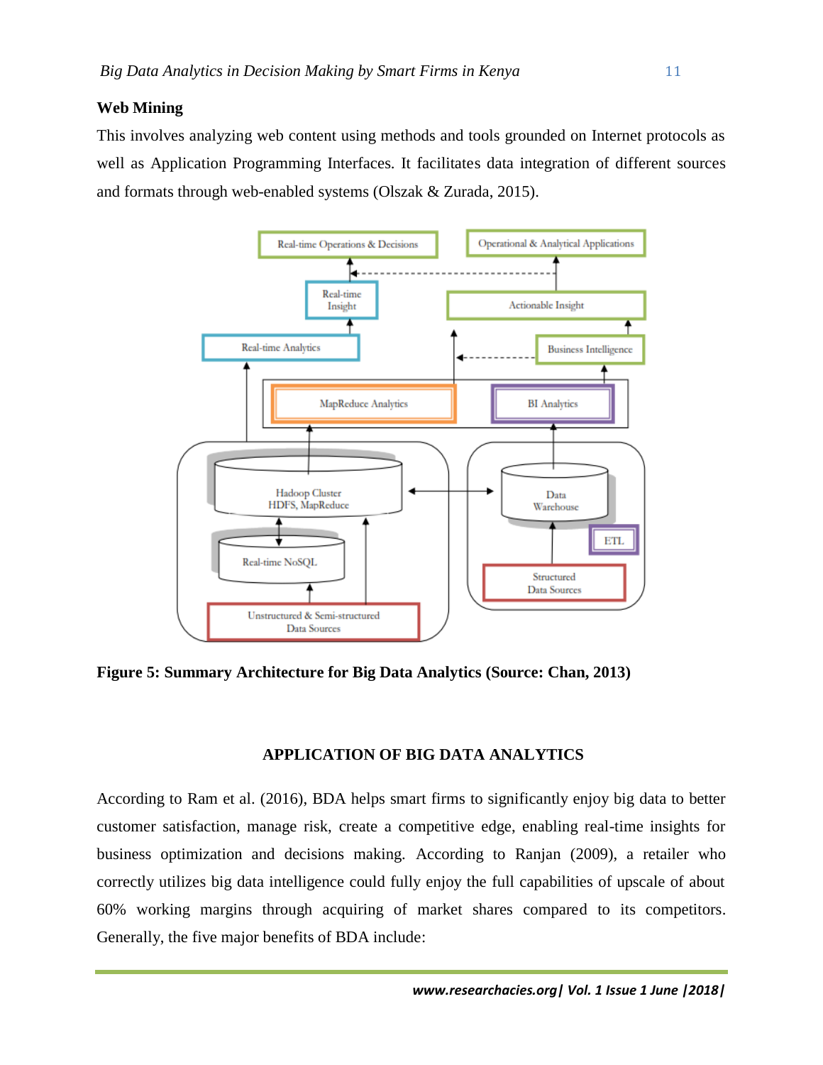### Web Mining

This involves analyzing web content using methods and tools grounded on Internet protocols as well as Application Programming Interfaces. It facilitates data integration of different sources and formats through web-enabled systems (Olszak & Zurada, 2015).

**Figure 5: Summary Architecture for Big Data Analytics (Source: Chan, 2013)**

## APPLICATION OF BIG DATA ANALYTICS

According to Ram et al. (2016), BDA helps smart firms to significantly enjoy big data to better customer satisfaction, manage risk, create a competitive edge, enabling real-time insights for business optimization and decisions making. According to Ranjan (2009), a retailer who correctly utilizes big data intelligence could fully enjoy the full capabilities of upscale of about 60% working margins through acquiring of market shares compared to its competitors. Generally, the five major benefits of BDA include: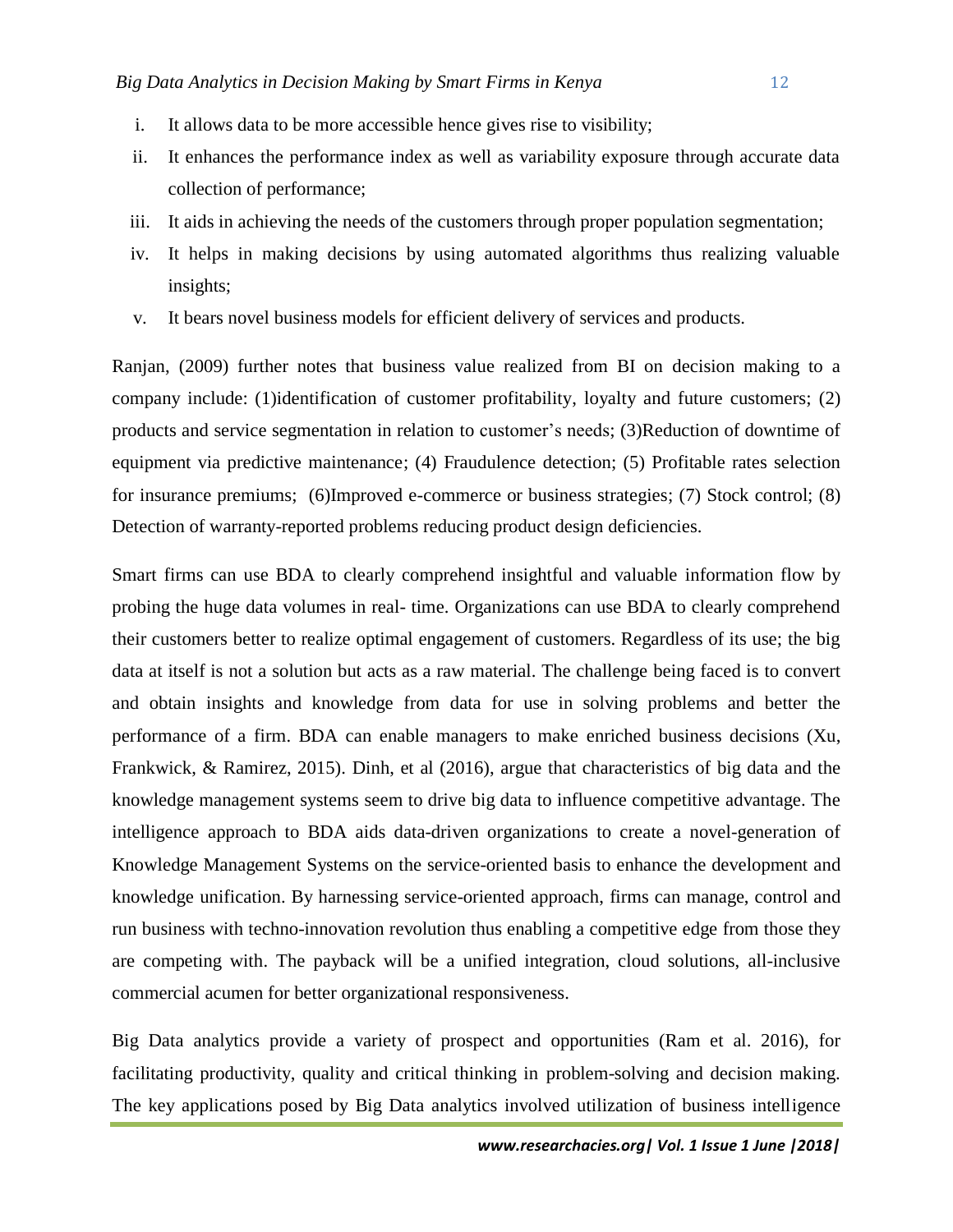i. It allows data to be more accessible hence gives rise to visibility;
ii. It enhances the performance index as well as variability exposure through accurate data collection of performance;
iii. It aids in achieving the needs of the customers through proper population segmentation;
iv. It helps in making decisions by using automated algorithms thus realizing valuable insights;
v. It bears novel business models for efficient delivery of services and products.

Ranjan, (2009) further notes that business value realized from BI on decision making to a company include: (1)identification of customer profitability, loyalty and future customers; (2) products and service segmentation in relation to customer's needs; (3)Reduction of downtime of equipment via predictive maintenance; (4) Fraudulence detection; (5) Profitable rates selection for insurance premiums; (6)Improved e-commerce or business strategies; (7) Stock control; (8) Detection of warranty-reported problems reducing product design deficiencies.

Smart firms can use BDA to clearly comprehend insightful and valuable information flow by probing the huge data volumes in real- time. Organizations can use BDA to clearly comprehend their customers better to realize optimal engagement of customers. Regardless of its use; the big data at itself is not a solution but acts as a raw material. The challenge being faced is to convert and obtain insights and knowledge from data for use in solving problems and better the performance of a firm. BDA can enable managers to make enriched business decisions (Xu, Frankwick, & Ramirez, 2015). Dinh, et al (2016), argue that characteristics of big data and the knowledge management systems seem to drive big data to influence competitive advantage. The intelligence approach to BDA aids data-driven organizations to create a novel-generation of Knowledge Management Systems on the service-oriented basis to enhance the development and knowledge unification. By harnessing service-oriented approach, firms can manage, control and run business with techno-innovation revolution thus enabling a competitive edge from those they are competing with. The payback will be a unified integration, cloud solutions, all-inclusive commercial acumen for better organizational responsiveness.

Big Data analytics provide a variety of prospect and opportunities (Ram et al. 2016), for facilitating productivity, quality and critical thinking in problem-solving and decision making. The key applications posed by Big Data analytics involved utilization of business intelligence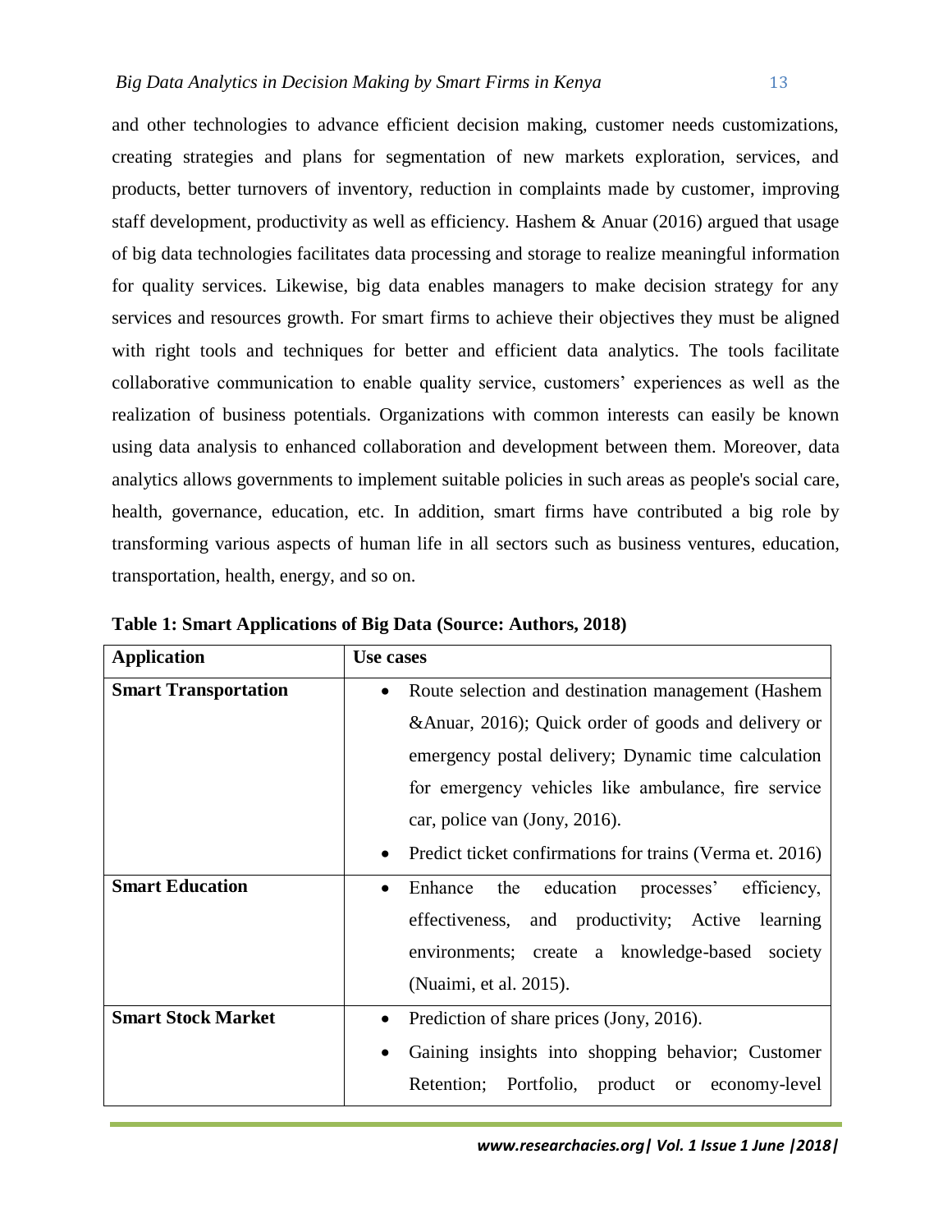and other technologies to advance efficient decision making, customer needs customizations, creating strategies and plans for segmentation of new markets exploration, services, and products, better turnovers of inventory, reduction in complaints made by customer, improving staff development, productivity as well as efficiency. Hashem & Anuar (2016) argued that usage of big data technologies facilitates data processing and storage to realize meaningful information for quality services. Likewise, big data enables managers to make decision strategy for any services and resources growth. For smart firms to achieve their objectives they must be aligned with right tools and techniques for better and efficient data analytics. The tools facilitate collaborative communication to enable quality service, customers' experiences as well as the realization of business potentials. Organizations with common interests can easily be known using data analysis to enhanced collaboration and development between them. Moreover, data analytics allows governments to implement suitable policies in such areas as people's social care, health, governance, education, etc. In addition, smart firms have contributed a big role by transforming various aspects of human life in all sectors such as business ventures, education, transportation, health, energy, and so on.

**Table 1: Smart Applications of Big Data (Source: Authors, 2018)**

| **Application** | **Use cases** |
|---|---|
| **Smart Transportation** | • Route selection and destination management (Hashem &Anuar, 2016); Quick order of goods and delivery or emergency postal delivery; Dynamic time calculation for emergency vehicles like ambulance, fire service car, police van (Jony, 2016).<br>• Predict ticket confirmations for trains (Verma et. 2016) |
| **Smart Education** | • Enhance the education processes' efficiency, effectiveness, and productivity; Active learning environments; create a knowledge-based society (Nuaimi, et al. 2015). |
| **Smart Stock Market** | • Prediction of share prices (Jony, 2016).<br>• Gaining insights into shopping behavior; Customer Retention; Portfolio, product or economy-level |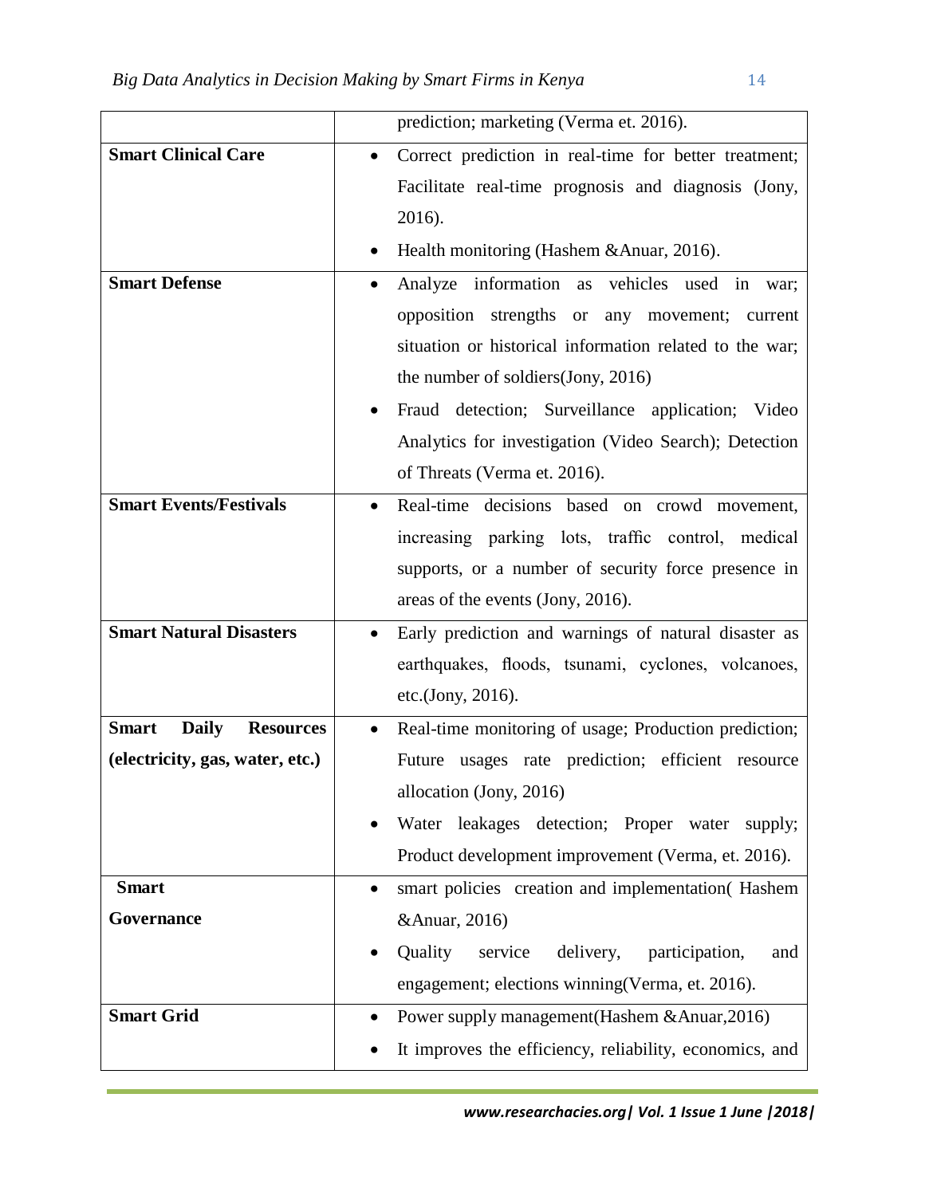| | |
|---|---|
| | prediction; marketing (Verma et. 2016). |
| **Smart Clinical Care** | • Correct prediction in real-time for better treatment; Facilitate real-time prognosis and diagnosis (Jony, 2016).<br>• Health monitoring (Hashem &Anuar, 2016). |
| **Smart Defense** | • Analyze information as vehicles used in war; opposition strengths or any movement; current situation or historical information related to the war; the number of soldiers(Jony, 2016)<br>• Fraud detection; Surveillance application; Video Analytics for investigation (Video Search); Detection of Threats (Verma et. 2016). |
| **Smart Events/Festivals** | • Real-time decisions based on crowd movement, increasing parking lots, traffic control, medical supports, or a number of security force presence in areas of the events (Jony, 2016). |
| **Smart Natural Disasters** | • Early prediction and warnings of natural disaster as earthquakes, floods, tsunami, cyclones, volcanoes, etc.(Jony, 2016). |
| **Smart Daily Resources (electricity, gas, water, etc.)** | • Real-time monitoring of usage; Production prediction; Future usages rate prediction; efficient resource allocation (Jony, 2016)<br>• Water leakages detection; Proper water supply; Product development improvement (Verma, et. 2016). |
| **Smart Governance** | • smart policies creation and implementation( Hashem &Anuar, 2016)<br>• Quality service delivery, participation, and engagement; elections winning(Verma, et. 2016). |
| **Smart Grid** | • Power supply management(Hashem &Anuar,2016)<br>• It improves the efficiency, reliability, economics, and |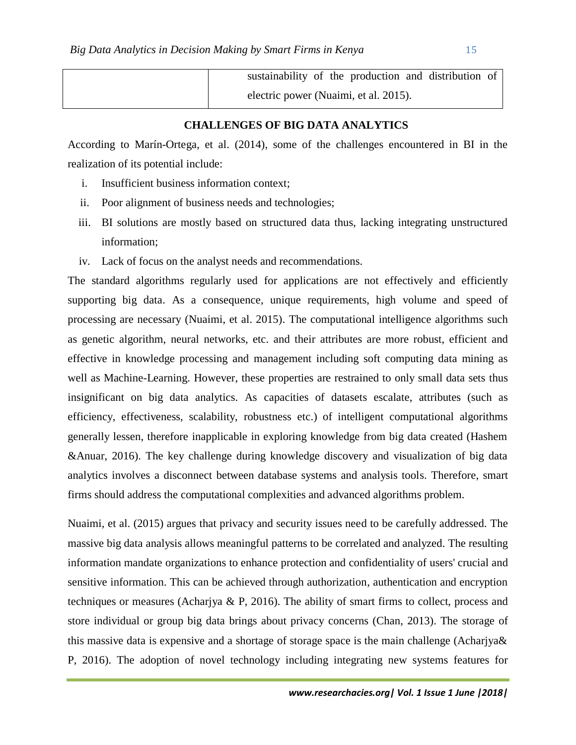| | sustainability of the production and distribution of electric power (Nuaimi, et al. 2015). |
|---|---|

## CHALLENGES OF BIG DATA ANALYTICS

According to Marín-Ortega, et al. (2014), some of the challenges encountered in BI in the realization of its potential include:

i. Insufficient business information context;
ii. Poor alignment of business needs and technologies;
iii. BI solutions are mostly based on structured data thus, lacking integrating unstructured information;
iv. Lack of focus on the analyst needs and recommendations.

The standard algorithms regularly used for applications are not effectively and efficiently supporting big data. As a consequence, unique requirements, high volume and speed of processing are necessary (Nuaimi, et al. 2015). The computational intelligence algorithms such as genetic algorithm, neural networks, etc. and their attributes are more robust, efficient and effective in knowledge processing and management including soft computing data mining as well as Machine-Learning. However, these properties are restrained to only small data sets thus insignificant on big data analytics. As capacities of datasets escalate, attributes (such as efficiency, effectiveness, scalability, robustness etc.) of intelligent computational algorithms generally lessen, therefore inapplicable in exploring knowledge from big data created (Hashem &Anuar, 2016). The key challenge during knowledge discovery and visualization of big data analytics involves a disconnect between database systems and analysis tools. Therefore, smart firms should address the computational complexities and advanced algorithms problem.

Nuaimi, et al. (2015) argues that privacy and security issues need to be carefully addressed. The massive big data analysis allows meaningful patterns to be correlated and analyzed. The resulting information mandate organizations to enhance protection and confidentiality of users' crucial and sensitive information. This can be achieved through authorization, authentication and encryption techniques or measures (Acharjya & P, 2016). The ability of smart firms to collect, process and store individual or group big data brings about privacy concerns (Chan, 2013). The storage of this massive data is expensive and a shortage of storage space is the main challenge (Acharjya& P, 2016). The adoption of novel technology including integrating new systems features for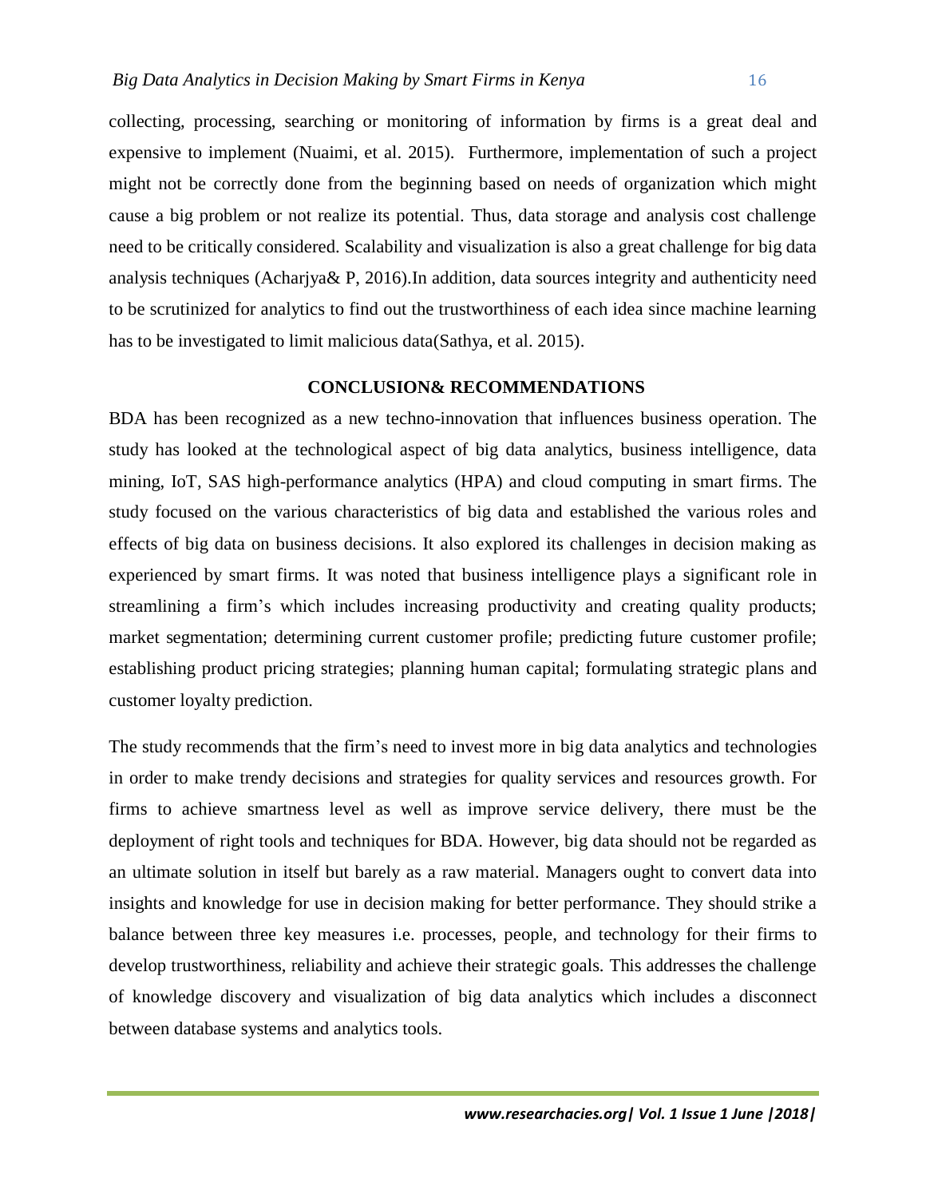collecting, processing, searching or monitoring of information by firms is a great deal and expensive to implement (Nuaimi, et al. 2015). Furthermore, implementation of such a project might not be correctly done from the beginning based on needs of organization which might cause a big problem or not realize its potential. Thus, data storage and analysis cost challenge need to be critically considered. Scalability and visualization is also a great challenge for big data analysis techniques (Acharjya& P, 2016).In addition, data sources integrity and authenticity need to be scrutinized for analytics to find out the trustworthiness of each idea since machine learning has to be investigated to limit malicious data(Sathya, et al. 2015).

## CONCLUSION& RECOMMENDATIONS

BDA has been recognized as a new techno-innovation that influences business operation. The study has looked at the technological aspect of big data analytics, business intelligence, data mining, IoT, SAS high-performance analytics (HPA) and cloud computing in smart firms. The study focused on the various characteristics of big data and established the various roles and effects of big data on business decisions. It also explored its challenges in decision making as experienced by smart firms. It was noted that business intelligence plays a significant role in streamlining a firm's which includes increasing productivity and creating quality products; market segmentation; determining current customer profile; predicting future customer profile; establishing product pricing strategies; planning human capital; formulating strategic plans and customer loyalty prediction.

The study recommends that the firm's need to invest more in big data analytics and technologies in order to make trendy decisions and strategies for quality services and resources growth. For firms to achieve smartness level as well as improve service delivery, there must be the deployment of right tools and techniques for BDA. However, big data should not be regarded as an ultimate solution in itself but barely as a raw material. Managers ought to convert data into insights and knowledge for use in decision making for better performance. They should strike a balance between three key measures i.e. processes, people, and technology for their firms to develop trustworthiness, reliability and achieve their strategic goals. This addresses the challenge of knowledge discovery and visualization of big data analytics which includes a disconnect between database systems and analytics tools.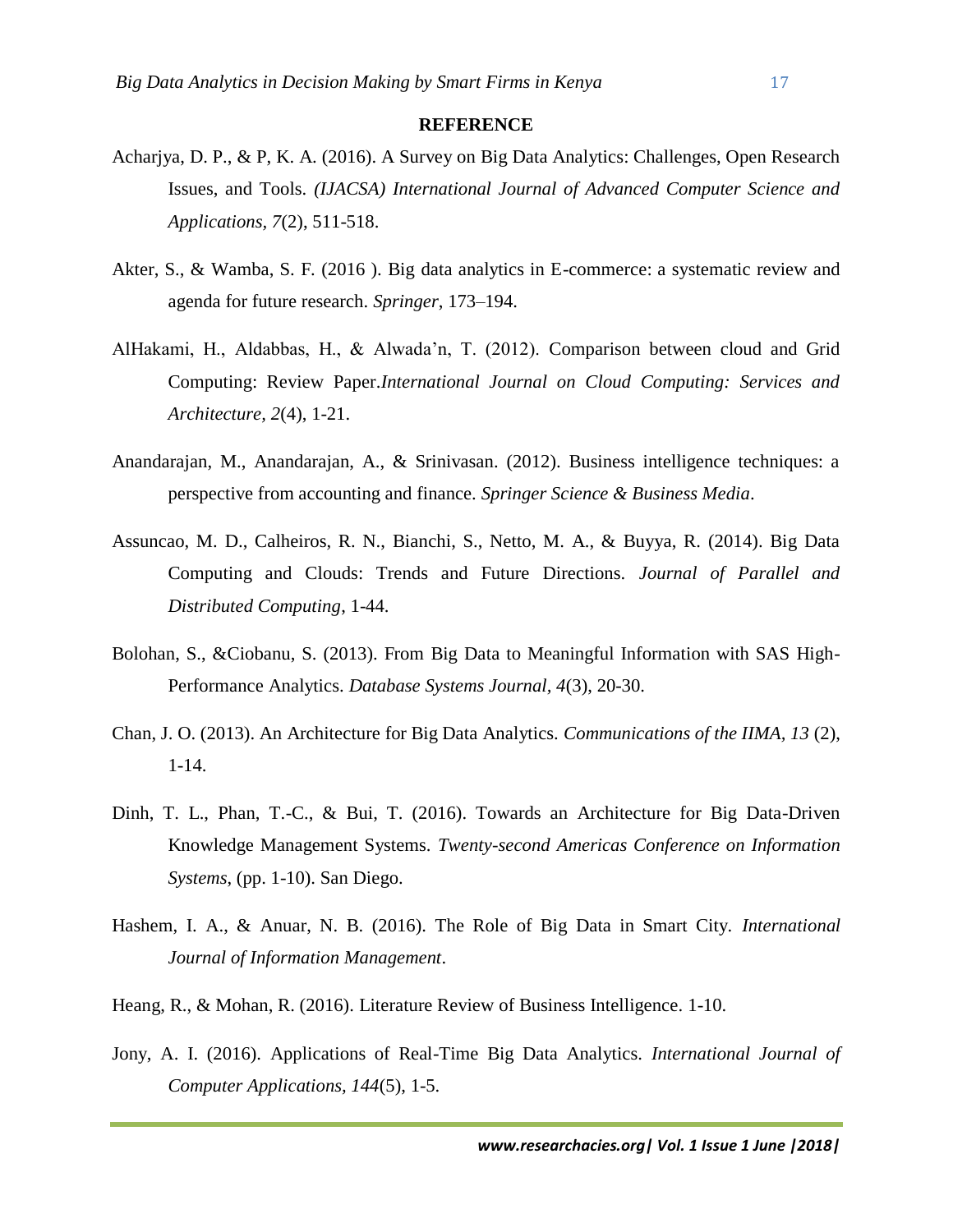**REFERENCE**

Acharjya, D. P., & P, K. A. (2016). A Survey on Big Data Analytics: Challenges, Open Research Issues, and Tools. *(IJACSA) International Journal of Advanced Computer Science and Applications, 7*(2), 511-518.

Akter, S., & Wamba, S. F. (2016 ). Big data analytics in E-commerce: a systematic review and agenda for future research. *Springer*, 173–194.

AlHakami, H., Aldabbas, H., & Alwada'n, T. (2012). Comparison between cloud and Grid Computing: Review Paper.*International Journal on Cloud Computing: Services and Architecture, 2*(4), 1-21.

Anandarajan, M., Anandarajan, A., & Srinivasan. (2012). Business intelligence techniques: a perspective from accounting and finance. *Springer Science & Business Media*.

Assuncao, M. D., Calheiros, R. N., Bianchi, S., Netto, M. A., & Buyya, R. (2014). Big Data Computing and Clouds: Trends and Future Directions. *Journal of Parallel and Distributed Computing*, 1-44.

Bolohan, S., &Ciobanu, S. (2013). From Big Data to Meaningful Information with SAS High-Performance Analytics. *Database Systems Journal, 4*(3), 20-30.

Chan, J. O. (2013). An Architecture for Big Data Analytics. *Communications of the IIMA, 13* (2), 1-14.

Dinh, T. L., Phan, T.-C., & Bui, T. (2016). Towards an Architecture for Big Data-Driven Knowledge Management Systems. *Twenty-second Americas Conference on Information Systems*, (pp. 1-10). San Diego.

Hashem, I. A., & Anuar, N. B. (2016). The Role of Big Data in Smart City. *International Journal of Information Management*.

Heang, R., & Mohan, R. (2016). Literature Review of Business Intelligence. 1-10.

Jony, A. I. (2016). Applications of Real-Time Big Data Analytics. *International Journal of Computer Applications, 144*(5), 1-5.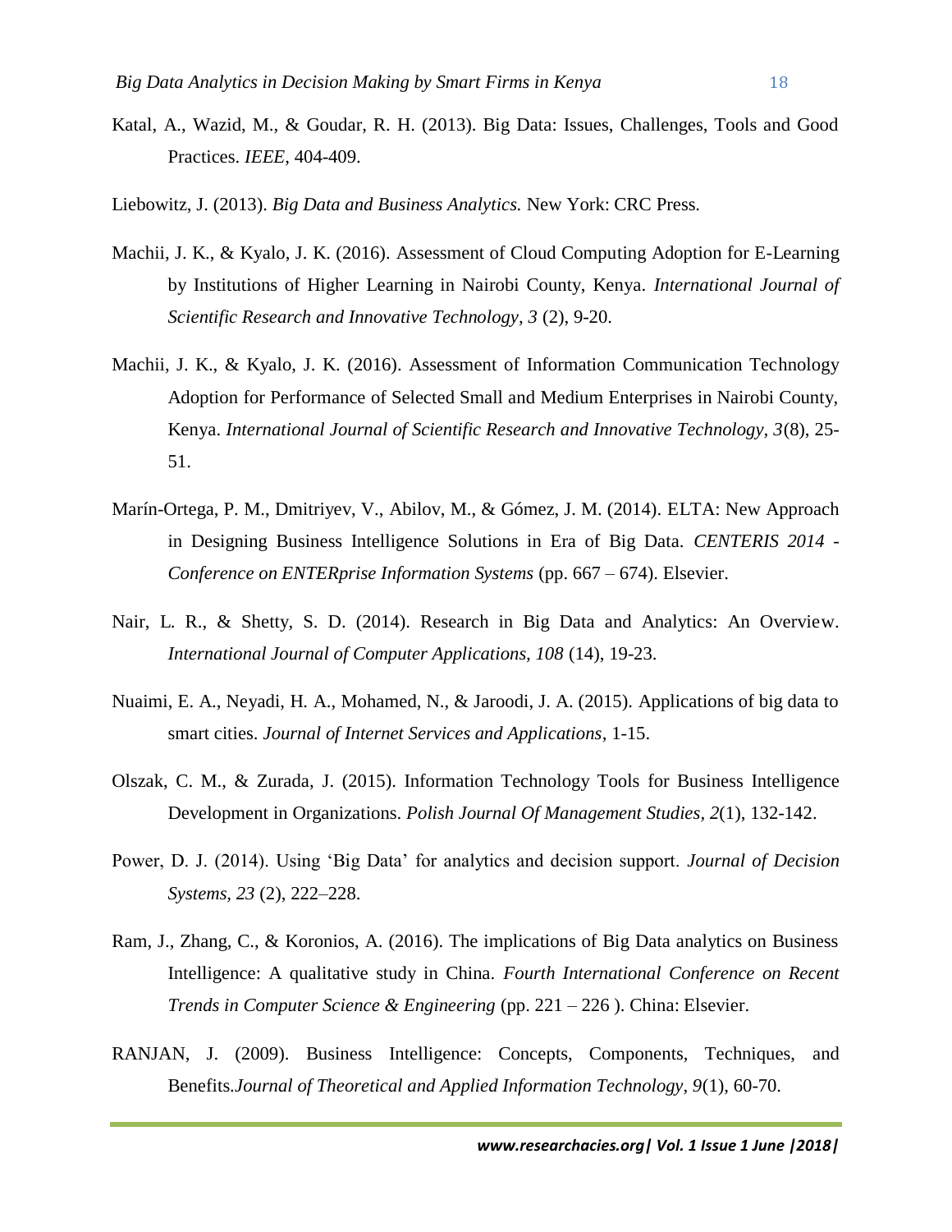Katal, A., Wazid, M., & Goudar, R. H. (2013). Big Data: Issues, Challenges, Tools and Good Practices. *IEEE*, 404-409.

Liebowitz, J. (2013). *Big Data and Business Analytics.* New York: CRC Press.

Machii, J. K., & Kyalo, J. K. (2016). Assessment of Cloud Computing Adoption for E-Learning by Institutions of Higher Learning in Nairobi County, Kenya. *International Journal of Scientific Research and Innovative Technology, 3* (2), 9-20.

Machii, J. K., & Kyalo, J. K. (2016). Assessment of Information Communication Technology Adoption for Performance of Selected Small and Medium Enterprises in Nairobi County, Kenya. *International Journal of Scientific Research and Innovative Technology, 3*(8), 25-51.

Marín-Ortega, P. M., Dmitriyev, V., Abilov, M., & Gómez, J. M. (2014). ELTA: New Approach in Designing Business Intelligence Solutions in Era of Big Data. *CENTERIS 2014 - Conference on ENTERprise Information Systems* (pp. 667 – 674). Elsevier.

Nair, L. R., & Shetty, S. D. (2014). Research in Big Data and Analytics: An Overview. *International Journal of Computer Applications, 108* (14), 19-23.

Nuaimi, E. A., Neyadi, H. A., Mohamed, N., & Jaroodi, J. A. (2015). Applications of big data to smart cities. *Journal of Internet Services and Applications*, 1-15.

Olszak, C. M., & Zurada, J. (2015). Information Technology Tools for Business Intelligence Development in Organizations. *Polish Journal Of Management Studies*, *2*(1), 132-142.

Power, D. J. (2014). Using 'Big Data' for analytics and decision support. *Journal of Decision Systems, 23* (2), 222–228.

Ram, J., Zhang, C., & Koronios, A. (2016). The implications of Big Data analytics on Business Intelligence: A qualitative study in China. *Fourth International Conference on Recent Trends in Computer Science & Engineering* (pp. 221 – 226 ). China: Elsevier.

RANJAN, J. (2009). Business Intelligence: Concepts, Components, Techniques, and Benefits.*Journal of Theoretical and Applied Information Technology, 9*(1), 60-70.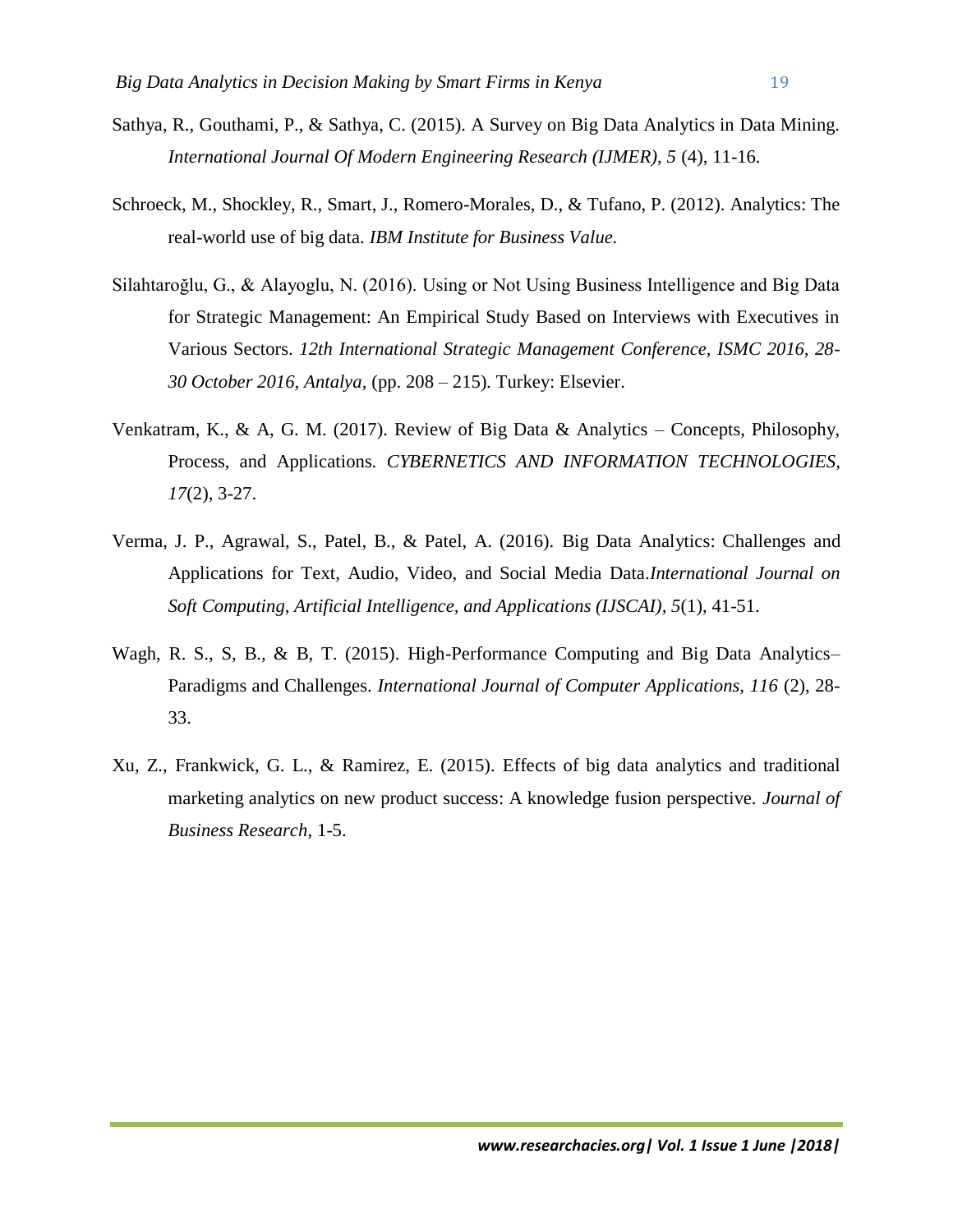Sathya, R., Gouthami, P., & Sathya, C. (2015). A Survey on Big Data Analytics in Data Mining. *International Journal Of Modern Engineering Research (IJMER), 5* (4), 11-16.

Schroeck, M., Shockley, R., Smart, J., Romero-Morales, D., & Tufano, P. (2012). Analytics: The real-world use of big data. *IBM Institute for Business Value.*

Silahtaroğlu, G., & Alayoglu, N. (2016). Using or Not Using Business Intelligence and Big Data for Strategic Management: An Empirical Study Based on Interviews with Executives in Various Sectors. *12th International Strategic Management Conference, ISMC 2016, 28-30 October 2016, Antalya,* (pp. 208 – 215). Turkey: Elsevier.

Venkatram, K., & A, G. M. (2017). Review of Big Data & Analytics – Concepts, Philosophy, Process, and Applications. *CYBERNETICS AND INFORMATION TECHNOLOGIES, 17*(2), 3-27.

Verma, J. P., Agrawal, S., Patel, B., & Patel, A. (2016). Big Data Analytics: Challenges and Applications for Text, Audio, Video, and Social Media Data.*International Journal on Soft Computing, Artificial Intelligence, and Applications (IJSCAI), 5*(1), 41-51.

Wagh, R. S., S, B., & B, T. (2015). High-Performance Computing and Big Data Analytics– Paradigms and Challenges. *International Journal of Computer Applications, 116* (2), 28-33.

Xu, Z., Frankwick, G. L., & Ramirez, E. (2015). Effects of big data analytics and traditional marketing analytics on new product success: A knowledge fusion perspective. *Journal of Business Research*, 1-5.